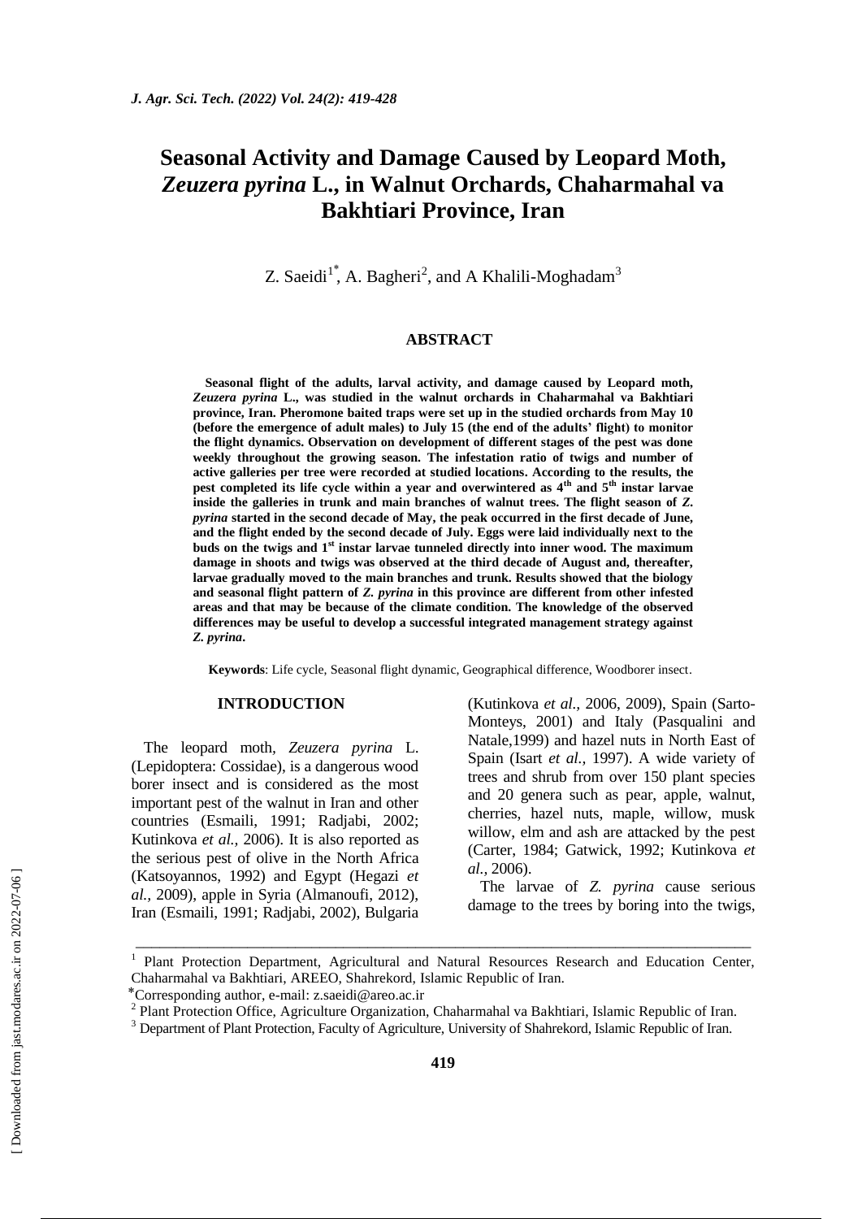# Seasonal Activity and Damage Caused by Leopard Moth, *Zeuzera pyrina* L., in Walnut Orchards, Chaharmahal va Bakhtiari Province, Iran

Z. Saeidi[1*], A. Bagheri[2], and A Khalili-Moghadam[3]

## ABSTRACT

**Seasonal flight of the adults, larval activity, and damage caused by Leopard moth, *Zeuzera pyrina* L., was studied in the walnut orchards in Chaharmahal va Bakhtiari province, Iran. Pheromone baited traps were set up in the studied orchards from May 10 (before the emergence of adult males) to July 15 (the end of the adults' flight) to monitor the flight dynamics. Observation on development of different stages of the pest was done weekly throughout the growing season. The infestation ratio of twigs and number of active galleries per tree were recorded at studied locations. According to the results, the pest completed its life cycle within a year and overwintered as 4th and 5th instar larvae inside the galleries in trunk and main branches of walnut trees. The flight season of *Z. pyrina* started in the second decade of May, the peak occurred in the first decade of June, and the flight ended by the second decade of July. Eggs were laid individually next to the buds on the twigs and 1st instar larvae tunneled directly into inner wood. The maximum damage in shoots and twigs was observed at the third decade of August and, thereafter, larvae gradually moved to the main branches and trunk. Results showed that the biology and seasonal flight pattern of *Z. pyrina* in this province are different from other infested areas and that may be because of the climate condition. The knowledge of the observed differences may be useful to develop a successful integrated management strategy against *Z. pyrina*.**

**Keywords**: Life cycle, Seasonal flight dynamic, Geographical difference, Woodborer insect.

## INTRODUCTION

The leopard moth, *Zeuzera pyrina* L. (Lepidoptera: Cossidae), is a dangerous wood borer insect and is considered as the most important pest of the walnut in Iran and other countries (Esmaili, 1991; Radjabi, 2002; Kutinkova *et al.*, 2006). It is also reported as the serious pest of olive in the North Africa (Katsoyannos, 1992) and Egypt (Hegazi *et al.*, 2009), apple in Syria (Almanoufi, 2012), Iran (Esmaili, 1991; Radjabi, 2002), Bulgaria (Kutinkova *et al.*, 2006, 2009), Spain (Sarto-Monteys, 2001) and Italy (Pasqualini and Natale,1999) and hazel nuts in North East of Spain (Isart *et al.*, 1997). A wide variety of trees and shrub from over 150 plant species and 20 genera such as pear, apple, walnut, cherries, hazel nuts, maple, willow, musk willow, elm and ash are attacked by the pest (Carter, 1984; Gatwick, 1992; Kutinkova *et al.*, 2006).

The larvae of *Z. pyrina* cause serious damage to the trees by boring into the twigs,

---

[1] Plant Protection Department, Agricultural and Natural Resources Research and Education Center, Chaharmahal va Bakhtiari, AREEO, Shahrekord, Islamic Republic of Iran.

*Corresponding author, e-mail: z.saeidi@areo.ac.ir

[2] Plant Protection Office, Agriculture Organization, Chaharmahal va Bakhtiari, Islamic Republic of Iran.

[3] Department of Plant Protection, Faculty of Agriculture, University of Shahrekord, Islamic Republic of Iran.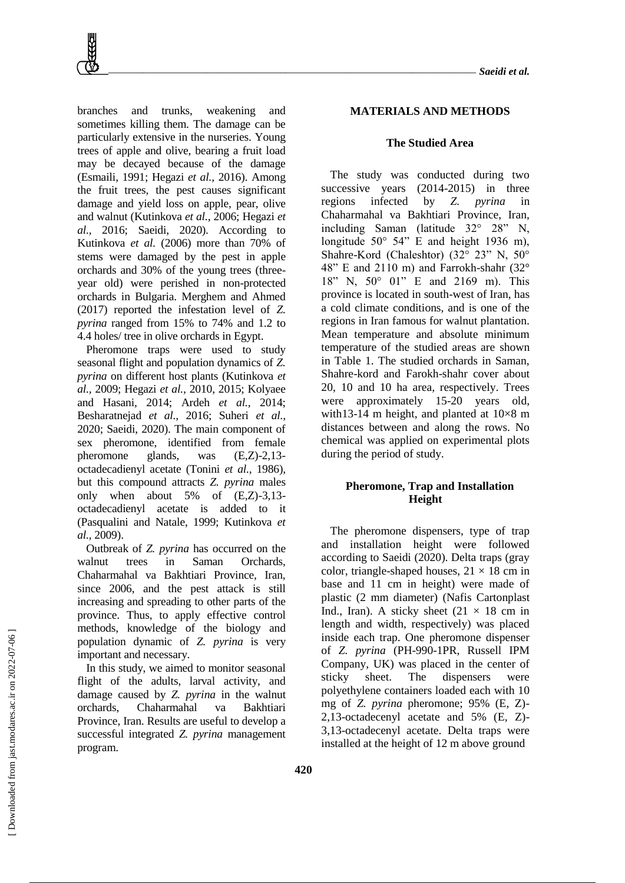branches and trunks, weakening and sometimes killing them. The damage can be particularly extensive in the nurseries. Young trees of apple and olive, bearing a fruit load may be decayed because of the damage (Esmaili, 1991; Hegazi *et al.,* 2016). Among the fruit trees, the pest causes significant damage and yield loss on apple, pear, olive and walnut (Kutinkova *et al.,* 2006; Hegazi *et al.,* 2016; Saeidi, 2020). According to Kutinkova *et al.* (2006) more than 70% of stems were damaged by the pest in apple orchards and 30% of the young trees (three-year old) were perished in non-protected orchards in Bulgaria. Merghem and Ahmed (2017) reported the infestation level of *Z. pyrina* ranged from 15% to 74% and 1.2 to 4.4 holes/ tree in olive orchards in Egypt.

Pheromone traps were used to study seasonal flight and population dynamics of *Z. pyrina* on different host plants (Kutinkova *et al.,* 2009; Hegazi *et al.,* 2010, 2015; Kolyaee and Hasani, 2014; Ardeh *et al.,* 2014; Besharatnejad *et al.,* 2016; Suheri *et al.,* 2020; Saeidi, 2020). The main component of sex pheromone, identified from female pheromone glands, was (E,Z)-2,13-octadecadienyl acetate (Tonini *et al.,* 1986), but this compound attracts *Z. pyrina* males only when about 5% of (E,Z)-3,13-octadecadienyl acetate is added to it (Pasqualini and Natale, 1999; Kutinkova *et al.,* 2009).

Outbreak of *Z. pyrina* has occurred on the walnut trees in Saman Orchards, Chaharmahal va Bakhtiari Province, Iran, since 2006, and the pest attack is still increasing and spreading to other parts of the province. Thus, to apply effective control methods, knowledge of the biology and population dynamic of *Z. pyrina* is very important and necessary.

In this study, we aimed to monitor seasonal flight of the adults, larval activity, and damage caused by *Z. pyrina* in the walnut orchards, Chaharmahal va Bakhtiari Province, Iran. Results are useful to develop a successful integrated *Z. pyrina* management program.

## MATERIALS AND METHODS

### The Studied Area

The study was conducted during two successive years (2014-2015) in three regions infected by *Z. pyrina* in Chaharmahal va Bakhtiari Province, Iran, including Saman (latitude 32° 28" N, longitude 50° 54" E and height 1936 m), Shahre-Kord (Chaleshtor) (32° 23" N, 50° 48" E and 2110 m) and Farrokh-shahr (32° 18" N, 50° 01" E and 2169 m). This province is located in south-west of Iran, has a cold climate conditions, and is one of the regions in Iran famous for walnut plantation. Mean temperature and absolute minimum temperature of the studied areas are shown in Table 1. The studied orchards in Saman, Shahre-kord and Farokh-shahr cover about 20, 10 and 10 ha area, respectively. Trees were approximately 15-20 years old, with13-14 m height, and planted at 10×8 m distances between and along the rows. No chemical was applied on experimental plots during the period of study.

### Pheromone, Trap and Installation Height

The pheromone dispensers, type of trap and installation height were followed according to Saeidi (2020). Delta traps (gray color, triangle-shaped houses, 21 × 18 cm in base and 11 cm in height) were made of plastic (2 mm diameter) (Nafis Cartonplast Ind., Iran). A sticky sheet (21 × 18 cm in length and width, respectively) was placed inside each trap. One pheromone dispenser of *Z. pyrina* (PH-990-1PR, Russell IPM Company, UK) was placed in the center of sticky sheet. The dispensers were polyethylene containers loaded each with 10 mg of *Z. pyrina* pheromone; 95% (E, Z)-2,13-octadecenyl acetate and 5% (E, Z)-3,13-octadecenyl acetate. Delta traps were installed at the height of 12 m above ground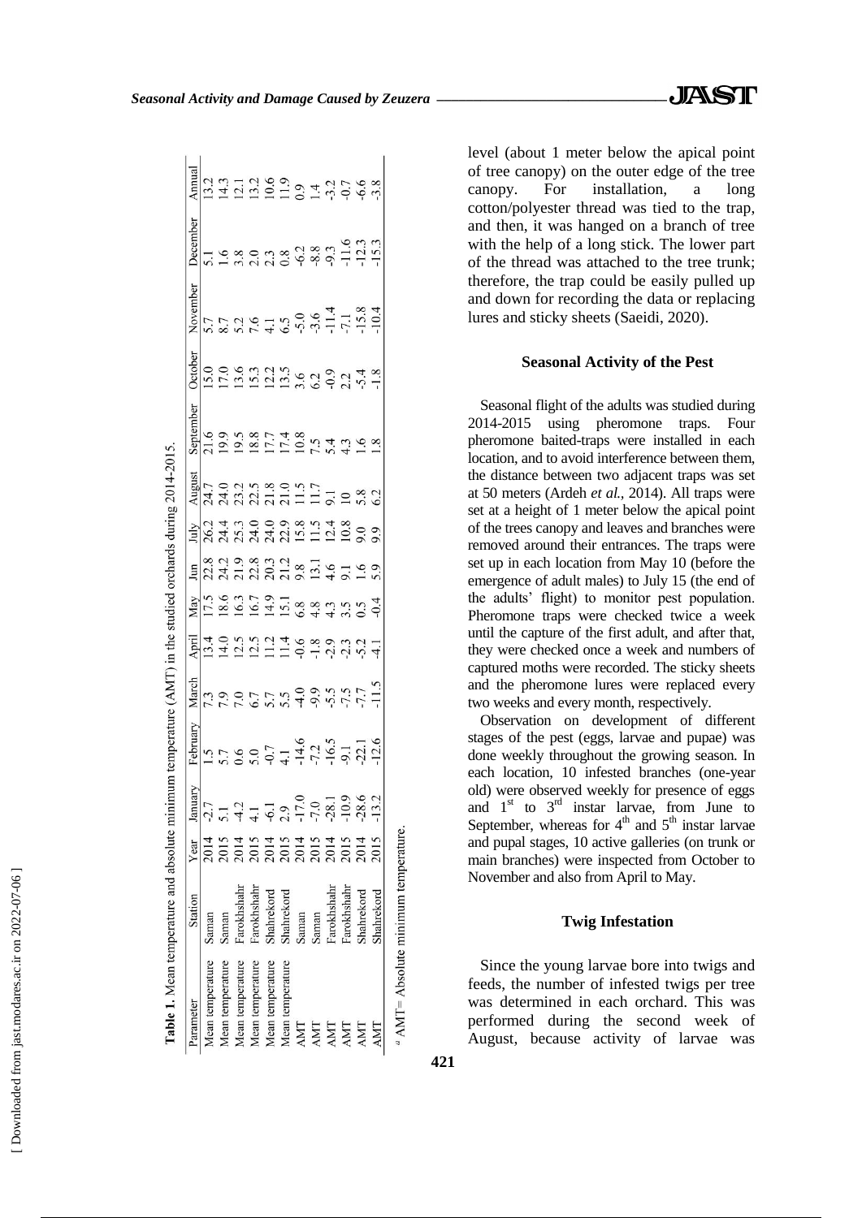**Table 1.** Mean temperature and absolute minimum temperature (AMT) in the studied orchards during 2014-2015.

| Parameter | Station | Year | January | February | March | April | May | Jun | July | August | September | October | November | December | Annual |
|---|---|---|---|---|---|---|---|---|---|---|---|---|---|---|---|
| Mean temperature | Saman | 2014 | -2.7 | 1.5 | 7.3 | 13.4 | 17.5 | 22.8 | 26.2 | 24.7 | 21.6 | 15.0 | 5.7 | 5.1 | 13.2 |
| Mean temperature | Saman | 2015 | 5.1 | 5.7 | 7.9 | 14.0 | 18.6 | 24.2 | 24.4 | 24.0 | 19.9 | 17.0 | 8.7 | 1.6 | 14.3 |
| Mean temperature | Farokhshahr | 2014 | -4.2 | 0.6 | 7.0 | 12.5 | 16.3 | 21.9 | 25.3 | 23.2 | 19.5 | 13.6 | 5.2 | 3.8 | 12.1 |
| Mean temperature | Farokhshahr | 2015 | 4.1 | 5.0 | 6.7 | 12.5 | 16.7 | 22.8 | 24.0 | 22.5 | 18.8 | 15.3 | 7.6 | 2.0 | 13.2 |
| Mean temperature | Shahrekord | 2014 | -6.1 | -0.7 | 5.7 | 11.2 | 14.9 | 20.3 | 24.0 | 21.8 | 17.7 | 12.2 | 4.1 | 2.3 | 10.6 |
| Mean temperature | Shahrekord | 2015 | 2.9 | 4.1 | 5.5 | 11.4 | 15.1 | 21.2 | 22.9 | 21.0 | 17.4 | 13.5 | 6.5 | 0.8 | 11.9 |
| AMT | Saman | 2014 | -17.0 | -14.6 | -4.0 | -0.6 | 6.8 | 9.8 | 15.8 | 11.5 | 10.8 | 3.6 | -5.0 | -6.2 | 0.9 |
| AMT | Saman | 2015 | -7.0 | -7.2 | -9.9 | -1.8 | 4.8 | 13.1 | 11.5 | 11.7 | 7.5 | 6.2 | -3.6 | -8.8 | 1.4 |
| AMT | Farokhshahr | 2014 | -28.1 | -16.5 | -5.5 | -2.9 | 4.3 | 4.6 | 12.4 | 9.1 | 5.4 | -0.9 | -11.4 | -9.3 | -3.2 |
| AMT | Farokhshahr | 2015 | -10.9 | -9.1 | -7.5 | -2.3 | 3.5 | 9.1 | 10.8 | 10 | 4.3 | 2.2 | -7.1 | -11.6 | -0.7 |
| AMT | Shahrekord | 2014 | -28.6 | -22.1 | -7.7 | -5.2 | 0.5 | 1.6 | 9.0 | 5.8 | 1.6 | -5.4 | -15.8 | -12.3 | -6.6 |
| AMT | Shahrekord | 2015 | -13.2 | -12.6 | -11.5 | -4.1 | -0.4 | 5.9 | 9.9 | 6.2 | 1.8 | -1.8 | -10.4 | -15.3 | -3.8 |

[a] AMT= Absolute minimum temperature.

level (about 1 meter below the apical point of tree canopy) on the outer edge of the tree canopy. For installation, a long cotton/polyester thread was tied to the trap, and then, it was hanged on a branch of tree with the help of a long stick. The lower part of the thread was attached to the tree trunk; therefore, the trap could be easily pulled up and down for recording the data or replacing lures and sticky sheets (Saeidi, 2020).

### Seasonal Activity of the Pest

Seasonal flight of the adults was studied during 2014-2015 using pheromone traps. Four pheromone baited-traps were installed in each location, and to avoid interference between them, the distance between two adjacent traps was set at 50 meters (Ardeh *et al.,* 2014). All traps were set at a height of 1 meter below the apical point of the trees canopy and leaves and branches were removed around their entrances. The traps were set up in each location from May 10 (before the emergence of adult males) to July 15 (the end of the adults' flight) to monitor pest population. Pheromone traps were checked twice a week until the capture of the first adult, and after that, they were checked once a week and numbers of captured moths were recorded. The sticky sheets and the pheromone lures were replaced every two weeks and every month, respectively.

Observation on development of different stages of the pest (eggs, larvae and pupae) was done weekly throughout the growing season. In each location, 10 infested branches (one-year old) were observed weekly for presence of eggs and 1[st] to 3[rd] instar larvae, from June to September, whereas for 4[th] and 5[th] instar larvae and pupal stages, 10 active galleries (on trunk or main branches) were inspected from October to November and also from April to May.

### Twig Infestation

Since the young larvae bore into twigs and feeds, the number of infested twigs per tree was determined in each orchard. This was performed during the second week of August, because activity of larvae was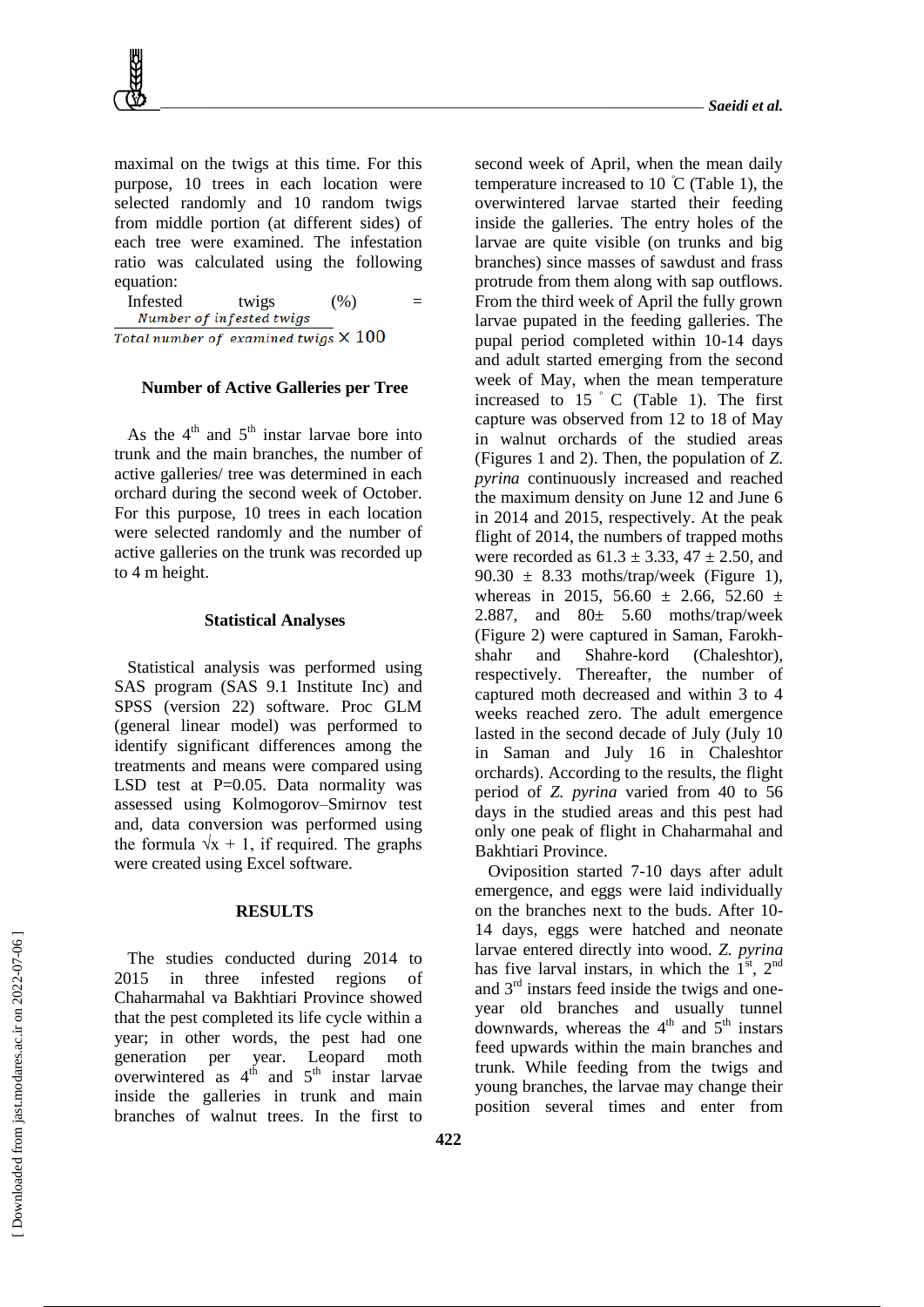maximal on the twigs at this time. For this purpose, 10 trees in each location were selected randomly and 10 random twigs from middle portion (at different sides) of each tree were examined. The infestation ratio was calculated using the following equation:

$$\text{Infested twigs (\%)} = \frac{\text{Number of infested twigs}}{\text{Total number of examined twigs}} \times 100$$

### Number of Active Galleries per Tree

As the 4$^{th}$ and 5$^{th}$ instar larvae bore into trunk and the main branches, the number of active galleries/ tree was determined in each orchard during the second week of October. For this purpose, 10 trees in each location were selected randomly and the number of active galleries on the trunk was recorded up to 4 m height.

### Statistical Analyses

Statistical analysis was performed using SAS program (SAS 9.1 Institute Inc) and SPSS (version 22) software. Proc GLM (general linear model) was performed to identify significant differences among the treatments and means were compared using LSD test at P=0.05. Data normality was assessed using Kolmogorov–Smirnov test and, data conversion was performed using the formula $\sqrt{x}+1$, if required. The graphs were created using Excel software.

## RESULTS

The studies conducted during 2014 to 2015 in three infested regions of Chaharmahal va Bakhtiari Province showed that the pest completed its life cycle within a year; in other words, the pest had one generation per year. Leopard moth overwintered as 4$^{th}$ and 5$^{th}$ instar larvae inside the galleries in trunk and main branches of walnut trees. In the first to second week of April, when the mean daily temperature increased to 10 °C (Table 1), the overwintered larvae started their feeding inside the galleries. The entry holes of the larvae are quite visible (on trunks and big branches) since masses of sawdust and frass protrude from them along with sap outflows. From the third week of April the fully grown larvae pupated in the feeding galleries. The pupal period completed within 10-14 days and adult started emerging from the second week of May, when the mean temperature increased to 15 °C (Table 1). The first capture was observed from 12 to 18 of May in walnut orchards of the studied areas (Figures 1 and 2). Then, the population of *Z. pyrina* continuously increased and reached the maximum density on June 12 and June 6 in 2014 and 2015, respectively. At the peak flight of 2014, the numbers of trapped moths were recorded as 61.3 ± 3.33, 47 ± 2.50, and 90.30 ± 8.33 moths/trap/week (Figure 1), whereas in 2015, 56.60 ± 2.66, 52.60 ± 2.887, and 80± 5.60 moths/trap/week (Figure 2) were captured in Saman, Farokh-shahr and Shahre-kord (Chaleshtor), respectively. Thereafter, the number of captured moth decreased and within 3 to 4 weeks reached zero. The adult emergence lasted in the second decade of July (July 10 in Saman and July 16 in Chaleshtor orchards). According to the results, the flight period of *Z. pyrina* varied from 40 to 56 days in the studied areas and this pest had only one peak of flight in Chaharmahal and Bakhtiari Province.

Oviposition started 7-10 days after adult emergence, and eggs were laid individually on the branches next to the buds. After 10-14 days, eggs were hatched and neonate larvae entered directly into wood. *Z. pyrina* has five larval instars, in which the 1$^{st}$, 2$^{nd}$ and 3$^{rd}$ instars feed inside the twigs and one-year old branches and usually tunnel downwards, whereas the 4$^{th}$ and 5$^{th}$ instars feed upwards within the main branches and trunk. While feeding from the twigs and young branches, the larvae may change their position several times and enter from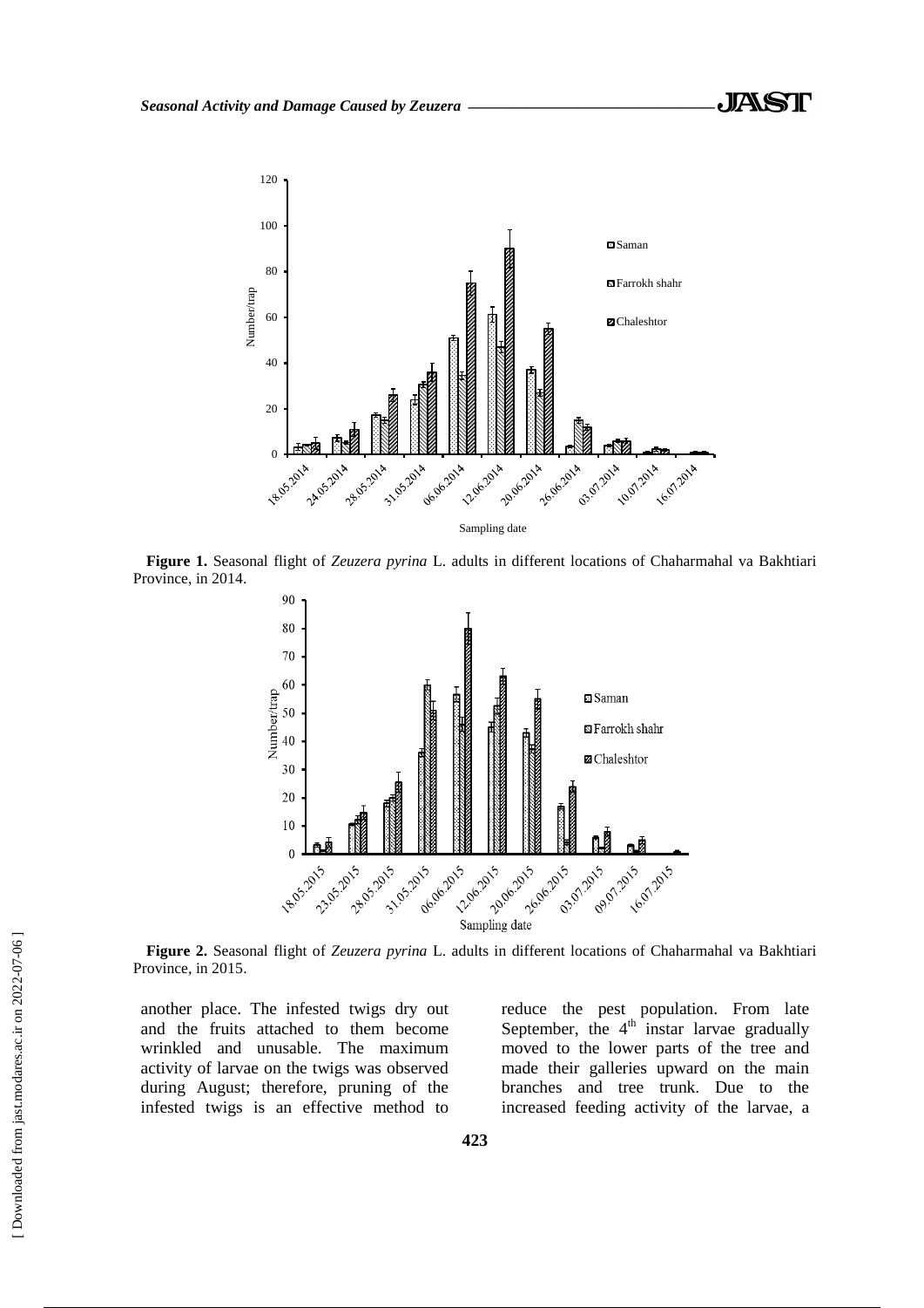**Figure 1.** Seasonal flight of *Zeuzera pyrina* L. adults in different locations of Chaharmahal va Bakhtiari Province, in 2014.

**Figure 2.** Seasonal flight of *Zeuzera pyrina* L. adults in different locations of Chaharmahal va Bakhtiari Province, in 2015.

another place. The infested twigs dry out and the fruits attached to them become wrinkled and unusable. The maximum activity of larvae on the twigs was observed during August; therefore, pruning of the infested twigs is an effective method to reduce the pest population. From late September, the 4[th] instar larvae gradually moved to the lower parts of the tree and made their galleries upward on the main branches and tree trunk. Due to the increased feeding activity of the larvae, a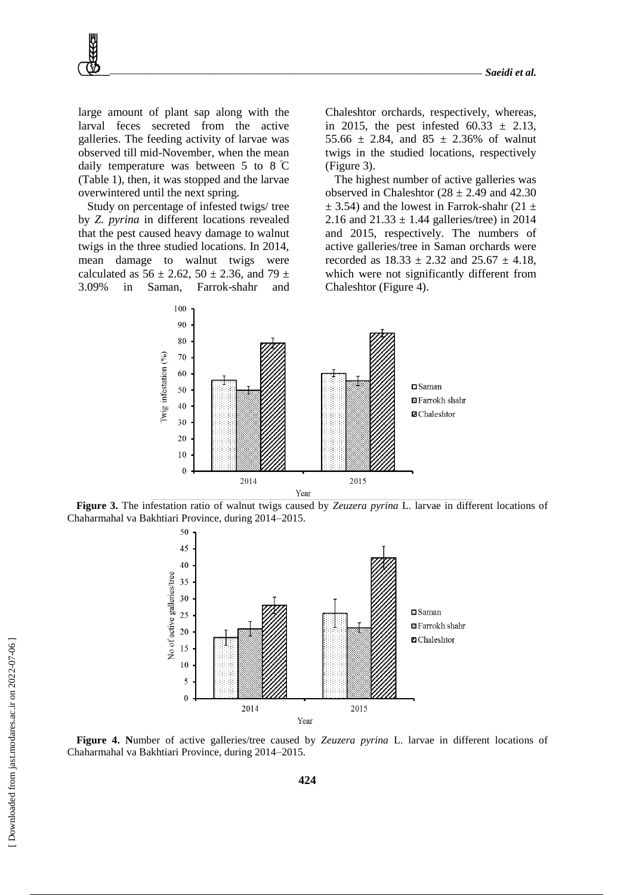large amount of plant sap along with the larval feces secreted from the active galleries. The feeding activity of larvae was observed till mid-November, when the mean daily temperature was between 5 to 8 ℃ (Table 1), then, it was stopped and the larvae overwintered until the next spring.

Study on percentage of infested twigs/ tree by *Z. pyrina* in different locations revealed that the pest caused heavy damage to walnut twigs in the three studied locations. In 2014, mean damage to walnut twigs were calculated as 56 ± 2.62, 50 ± 2.36, and 79 ± 3.09% in Saman, Farrok-shahr and Chaleshtor orchards, respectively, whereas, in 2015, the pest infested 60.33 ± 2.13, 55.66 ± 2.84, and 85 ± 2.36% of walnut twigs in the studied locations, respectively (Figure 3).

The highest number of active galleries was observed in Chaleshtor (28 ± 2.49 and 42.30 ± 3.54) and the lowest in Farrok-shahr (21 ± 2.16 and 21.33 ± 1.44 galleries/tree) in 2014 and 2015, respectively. The numbers of active galleries/tree in Saman orchards were recorded as 18.33 ± 2.32 and 25.67 ± 4.18, which were not significantly different from Chaleshtor (Figure 4).

**Figure 3.** The infestation ratio of walnut twigs caused by *Zeuzera pyrina* L. larvae in different locations of Chaharmahal va Bakhtiari Province, during 2014–2015.

**Figure 4. N**umber of active galleries/tree caused by *Zeuzera pyrina* L. larvae in different locations of Chaharmahal va Bakhtiari Province, during 2014–2015.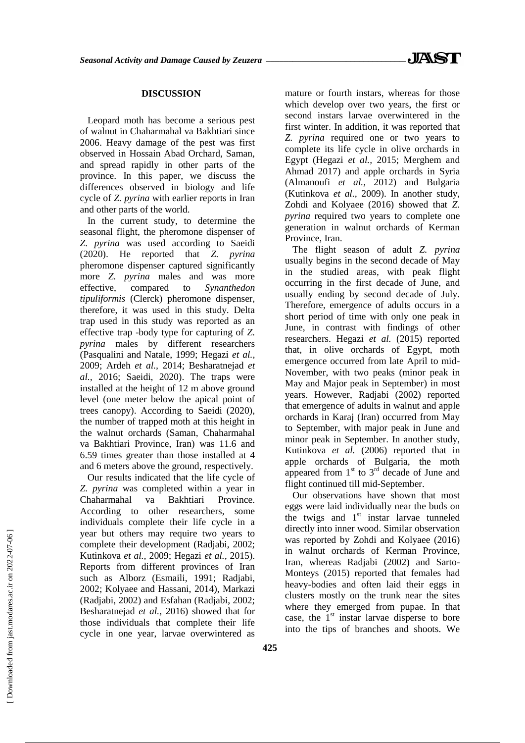## DISCUSSION

Leopard moth has become a serious pest of walnut in Chaharmahal va Bakhtiari since 2006. Heavy damage of the pest was first observed in Hossain Abad Orchard, Saman, and spread rapidly in other parts of the province. In this paper, we discuss the differences observed in biology and life cycle of *Z. pyrina* with earlier reports in Iran and other parts of the world.

In the current study, to determine the seasonal flight, the pheromone dispenser of *Z. pyrina* was used according to Saeidi (2020). He reported that *Z. pyrina* pheromone dispenser captured significantly more *Z. pyrina* males and was more effective, compared to *Synanthedon tipuliformis* (Clerck) pheromone dispenser, therefore, it was used in this study. Delta trap used in this study was reported as an effective trap -body type for capturing of *Z. pyrina* males by different researchers (Pasqualini and Natale, 1999; Hegazi *et al.,* 2009; Ardeh *et al.,* 2014; Besharatnejad *et al.,* 2016; Saeidi, 2020). The traps were installed at the height of 12 m above ground level (one meter below the apical point of trees canopy). According to Saeidi (2020), the number of trapped moth at this height in the walnut orchards (Saman, Chaharmahal va Bakhtiari Province, Iran) was 11.6 and 6.59 times greater than those installed at 4 and 6 meters above the ground, respectively.

Our results indicated that the life cycle of *Z. pyrina* was completed within a year in Chaharmahal va Bakhtiari Province. According to other researchers, some individuals complete their life cycle in a year but others may require two years to complete their development (Radjabi, 2002; Kutinkova *et al.,* 2009; Hegazi *et al.,* 2015). Reports from different provinces of Iran such as Alborz (Esmaili, 1991; Radjabi, 2002; Kolyaee and Hassani, 2014), Markazi (Radjabi, 2002) and Esfahan (Radjabi, 2002; Besharatnejad *et al.,* 2016) showed that for those individuals that complete their life cycle in one year, larvae overwintered as mature or fourth instars, whereas for those which develop over two years, the first or second instars larvae overwintered in the first winter. In addition, it was reported that *Z. pyrina* required one or two years to complete its life cycle in olive orchards in Egypt (Hegazi *et al.,* 2015; Merghem and Ahmad 2017) and apple orchards in Syria (Almanoufi *et al.,* 2012) and Bulgaria (Kutinkova *et al.,* 2009). In another study, Zohdi and Kolyaee (2016) showed that *Z. pyrina* required two years to complete one generation in walnut orchards of Kerman Province, Iran.

The flight season of adult *Z. pyrina* usually begins in the second decade of May in the studied areas, with peak flight occurring in the first decade of June, and usually ending by second decade of July. Therefore, emergence of adults occurs in a short period of time with only one peak in June, in contrast with findings of other researchers. Hegazi *et al.* (2015) reported that, in olive orchards of Egypt, moth emergence occurred from late April to mid-November, with two peaks (minor peak in May and Major peak in September) in most years. However, Radjabi (2002) reported that emergence of adults in walnut and apple orchards in Karaj (Iran) occurred from May to September, with major peak in June and minor peak in September. In another study, Kutinkova *et al.* (2006) reported that in apple orchards of Bulgaria, the moth appeared from 1st to 3rd decade of June and flight continued till mid-September.

Our observations have shown that most eggs were laid individually near the buds on the twigs and 1st instar larvae tunneled directly into inner wood. Similar observation was reported by Zohdi and Kolyaee (2016) in walnut orchards of Kerman Province, Iran, whereas Radjabi (2002) and Sarto-Monteys (2015) reported that females had heavy-bodies and often laid their eggs in clusters mostly on the trunk near the sites where they emerged from pupae. In that case, the 1st instar larvae disperse to bore into the tips of branches and shoots. We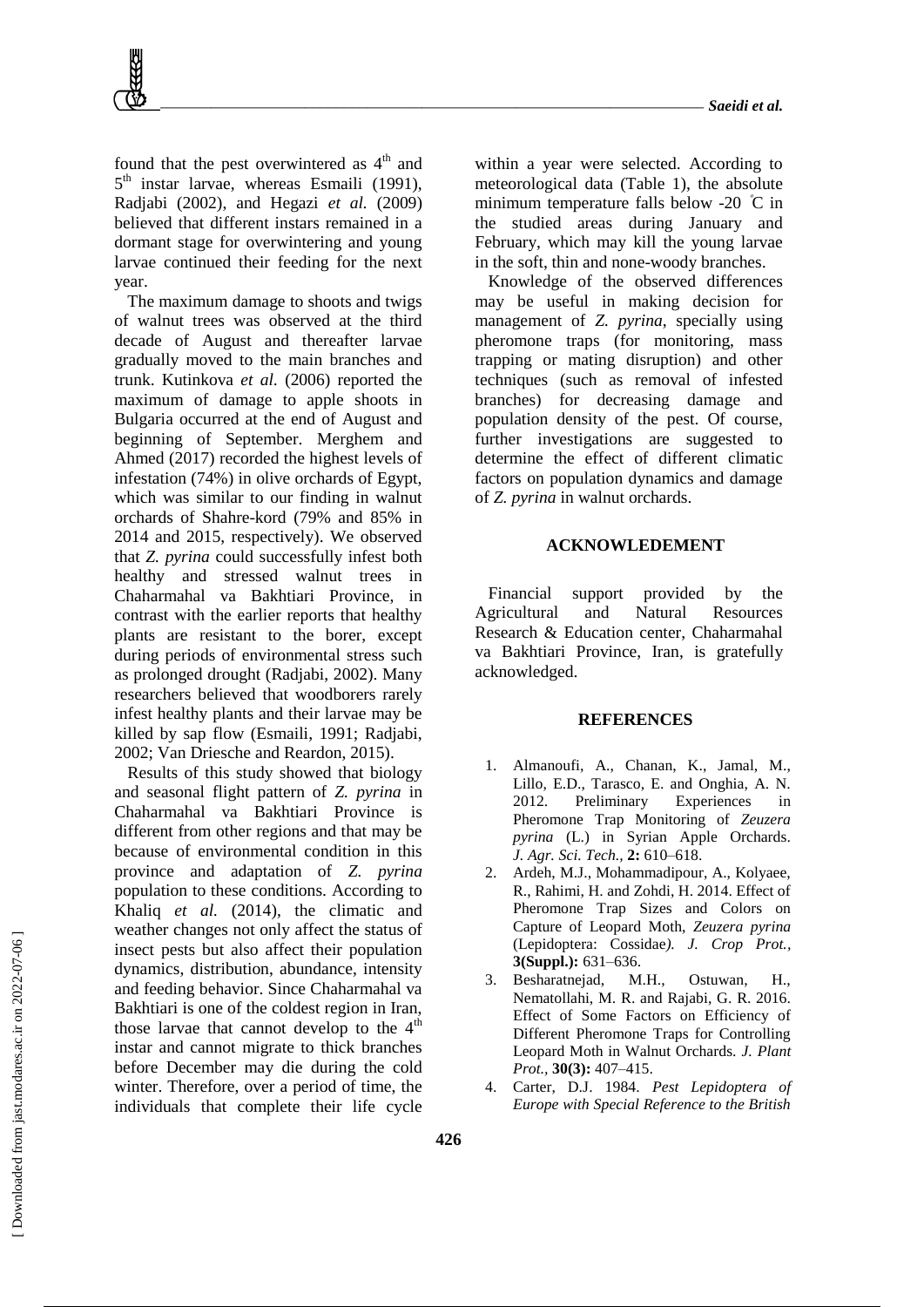found that the pest overwintered as 4th and 5th instar larvae, whereas Esmaili (1991), Radjabi (2002), and Hegazi *et al.* (2009) believed that different instars remained in a dormant stage for overwintering and young larvae continued their feeding for the next year.

The maximum damage to shoots and twigs of walnut trees was observed at the third decade of August and thereafter larvae gradually moved to the main branches and trunk. Kutinkova *et al*. (2006) reported the maximum of damage to apple shoots in Bulgaria occurred at the end of August and beginning of September. Merghem and Ahmed (2017) recorded the highest levels of infestation (74%) in olive orchards of Egypt, which was similar to our finding in walnut orchards of Shahre-kord (79% and 85% in 2014 and 2015, respectively). We observed that *Z. pyrina* could successfully infest both healthy and stressed walnut trees in Chaharmahal va Bakhtiari Province, in contrast with the earlier reports that healthy plants are resistant to the borer, except during periods of environmental stress such as prolonged drought (Radjabi, 2002). Many researchers believed that woodborers rarely infest healthy plants and their larvae may be killed by sap flow (Esmaili, 1991; Radjabi, 2002; Van Driesche and Reardon, 2015).

Results of this study showed that biology and seasonal flight pattern of *Z. pyrina* in Chaharmahal va Bakhtiari Province is different from other regions and that may be because of environmental condition in this province and adaptation of *Z. pyrina* population to these conditions. According to Khaliq *et al.* (2014), the climatic and weather changes not only affect the status of insect pests but also affect their population dynamics, distribution, abundance, intensity and feeding behavior. Since Chaharmahal va Bakhtiari is one of the coldest region in Iran, those larvae that cannot develop to the 4th instar and cannot migrate to thick branches before December may die during the cold winter. Therefore, over a period of time, the individuals that complete their life cycle within a year were selected. According to meteorological data (Table 1), the absolute minimum temperature falls below -20 ℃ in the studied areas during January and February, which may kill the young larvae in the soft, thin and none-woody branches.

Knowledge of the observed differences may be useful in making decision for management of *Z. pyrina*, specially using pheromone traps (for monitoring, mass trapping or mating disruption) and other techniques (such as removal of infested branches) for decreasing damage and population density of the pest. Of course, further investigations are suggested to determine the effect of different climatic factors on population dynamics and damage of *Z. pyrina* in walnut orchards.

## ACKNOWLEDEMENT

Financial support provided by the Agricultural and Natural Resources Research & Education center, Chaharmahal va Bakhtiari Province, Iran, is gratefully acknowledged.

## REFERENCES

1. Almanoufi, A., Chanan, K., Jamal, M., Lillo, E.D., Tarasco, E. and Onghia, A. N. 2012. Preliminary Experiences in Pheromone Trap Monitoring of *Zeuzera pyrina* (L.) in Syrian Apple Orchards. *J. Agr. Sci. Tech.,* **2:** 610–618.
2. Ardeh, M.J., Mohammadipour, A., Kolyaee, R., Rahimi, H. and Zohdi, H. 2014. Effect of Pheromone Trap Sizes and Colors on Capture of Leopard Moth, *Zeuzera pyrina* (Lepidoptera: Cossidae*). J. Crop Prot.,* **3(Suppl.):** 631–636.
3. Besharatnejad, M.H., Ostuwan, H., Nematollahi, M. R. and Rajabi, G. R. 2016. Effect of Some Factors on Efficiency of Different Pheromone Traps for Controlling Leopard Moth in Walnut Orchards. *J. Plant Prot.,* **30(3):** 407–415.
4. Carter, D.J. 1984. *Pest Lepidoptera of Europe with Special Reference to the British*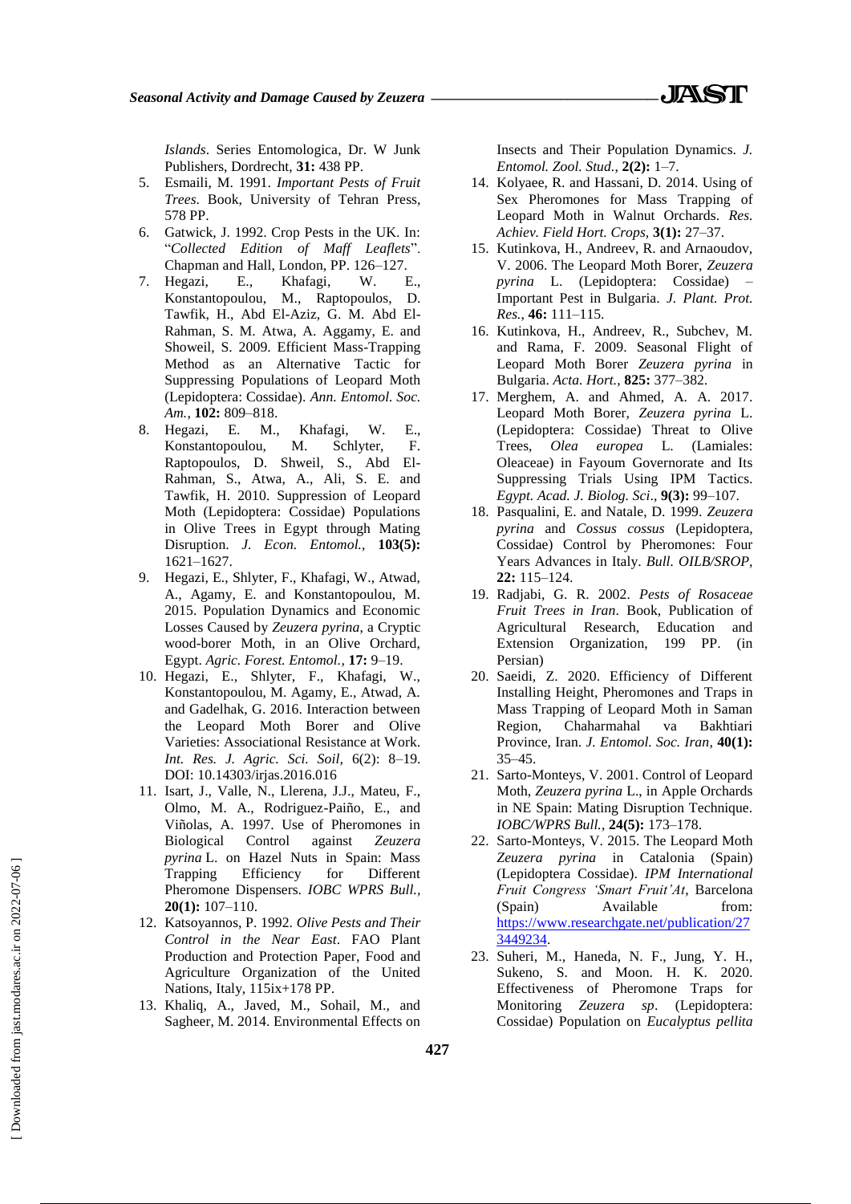*Islands*. Series Entomologica, Dr. W Junk Publishers, Dordrecht, **31:** 438 PP.

5. Esmaili, M. 1991. *Important Pests of Fruit Trees*. Book, University of Tehran Press, 578 PP.
6. Gatwick, J. 1992. Crop Pests in the UK. In: "*Collected Edition of Maff Leaflets*". Chapman and Hall, London, PP. 126–127.
7. Hegazi, E., Khafagi, W. E., Konstantopoulou, M., Raptopoulos, D. Tawfik, H., Abd El-Aziz, G. M. Abd El-Rahman, S. M. Atwa, A. Aggamy, E. and Showeil, S. 2009. Efficient Mass-Trapping Method as an Alternative Tactic for Suppressing Populations of Leopard Moth (Lepidoptera: Cossidae). *Ann. Entomol. Soc. Am.*, **102:** 809–818.
8. Hegazi, E. M., Khafagi, W. E., Konstantopoulou, M. Schlyter, F. Raptopoulos, D. Shweil, S., Abd El-Rahman, S., Atwa, A., Ali, S. E. and Tawfik, H. 2010. Suppression of Leopard Moth (Lepidoptera: Cossidae) Populations in Olive Trees in Egypt through Mating Disruption. *J. Econ. Entomol.*, **103(5):** 1621–1627.
9. Hegazi, E., Shlyter, F., Khafagi, W., Atwad, A., Agamy, E. and Konstantopoulou, M. 2015. Population Dynamics and Economic Losses Caused by *Zeuzera pyrina*, a Cryptic wood-borer Moth, in an Olive Orchard, Egypt. *Agric. Forest. Entomol.*, **17:** 9–19.
10. Hegazi, E., Shlyter, F., Khafagi, W., Konstantopoulou, M. Agamy, E., Atwad, A. and Gadelhak, G. 2016. Interaction between the Leopard Moth Borer and Olive Varieties: Associational Resistance at Work. *Int. Res. J. Agric. Sci. Soil*, 6(2): 8–19. DOI: 10.14303/irjas.2016.016
11. Isart, J., Valle, N., Llerena, J.J., Mateu, F., Olmo, M. A., Rodriguez-Paiño, E., and Viñolas, A. 1997. Use of Pheromones in Biological Control against *Zeuzera pyrina* L. on Hazel Nuts in Spain: Mass Trapping Efficiency for Different Pheromone Dispensers. *IOBC WPRS Bull.*, **20(1):** 107–110.
12. Katsoyannos, P. 1992. *Olive Pests and Their Control in the Near East*. FAO Plant Production and Protection Paper, Food and Agriculture Organization of the United Nations, Italy, 115ix+178 PP.
13. Khaliq, A., Javed, M., Sohail, M., and Sagheer, M. 2014. Environmental Effects on Insects and Their Population Dynamics. *J. Entomol. Zool. Stud.*, **2(2):** 1–7.
14. Kolyaee, R. and Hassani, D. 2014. Using of Sex Pheromones for Mass Trapping of Leopard Moth in Walnut Orchards. *Res. Achiev. Field Hort. Crops*, **3(1):** 27–37.
15. Kutinkova, H., Andreev, R. and Arnaoudov, V. 2006. The Leopard Moth Borer, *Zeuzera pyrina* L. (Lepidoptera: Cossidae) – Important Pest in Bulgaria. *J. Plant. Prot. Res.*, **46:** 111–115.
16. Kutinkova, H., Andreev, R., Subchev, M. and Rama, F. 2009. Seasonal Flight of Leopard Moth Borer *Zeuzera pyrina* in Bulgaria. *Acta. Hort.*, **825:** 377–382.
17. Merghem, A. and Ahmed, A. A. 2017. Leopard Moth Borer, *Zeuzera pyrina* L. (Lepidoptera: Cossidae) Threat to Olive Trees, *Olea europea* L. (Lamiales: Oleaceae) in Fayoum Governorate and Its Suppressing Trials Using IPM Tactics. *Egypt. Acad. J. Biolog. Sci*., **9(3):** 99–107.
18. Pasqualini, E. and Natale, D. 1999. *Zeuzera pyrina* and *Cossus cossus* (Lepidoptera, Cossidae) Control by Pheromones: Four Years Advances in Italy. *Bull. OILB/SROP*, **22:** 115–124.
19. Radjabi, G. R. 2002. *Pests of Rosaceae Fruit Trees in Iran*. Book, Publication of Agricultural Research, Education and Extension Organization, 199 PP. (in Persian)
20. Saeidi, Z. 2020. Efficiency of Different Installing Height, Pheromones and Traps in Mass Trapping of Leopard Moth in Saman Region, Chaharmahal va Bakhtiari Province, Iran. *J. Entomol. Soc. Iran*, **40(1):** 35–45.
21. Sarto-Monteys, V. 2001. Control of Leopard Moth, *Zeuzera pyrina* L., in Apple Orchards in NE Spain: Mating Disruption Technique. *IOBC/WPRS Bull.*, **24(5):** 173–178.
22. Sarto-Monteys, V. 2015. The Leopard Moth *Zeuzera pyrina* in Catalonia (Spain) (Lepidoptera Cossidae). *IPM International Fruit Congress 'Smart Fruit'At*, Barcelona (Spain) Available from: https://www.researchgate.net/publication/273449234.
23. Suheri, M., Haneda, N. F., Jung, Y. H., Sukeno, S. and Moon. H. K. 2020. Effectiveness of Pheromone Traps for Monitoring *Zeuzera sp*. (Lepidoptera: Cossidae) Population on *Eucalyptus pellita*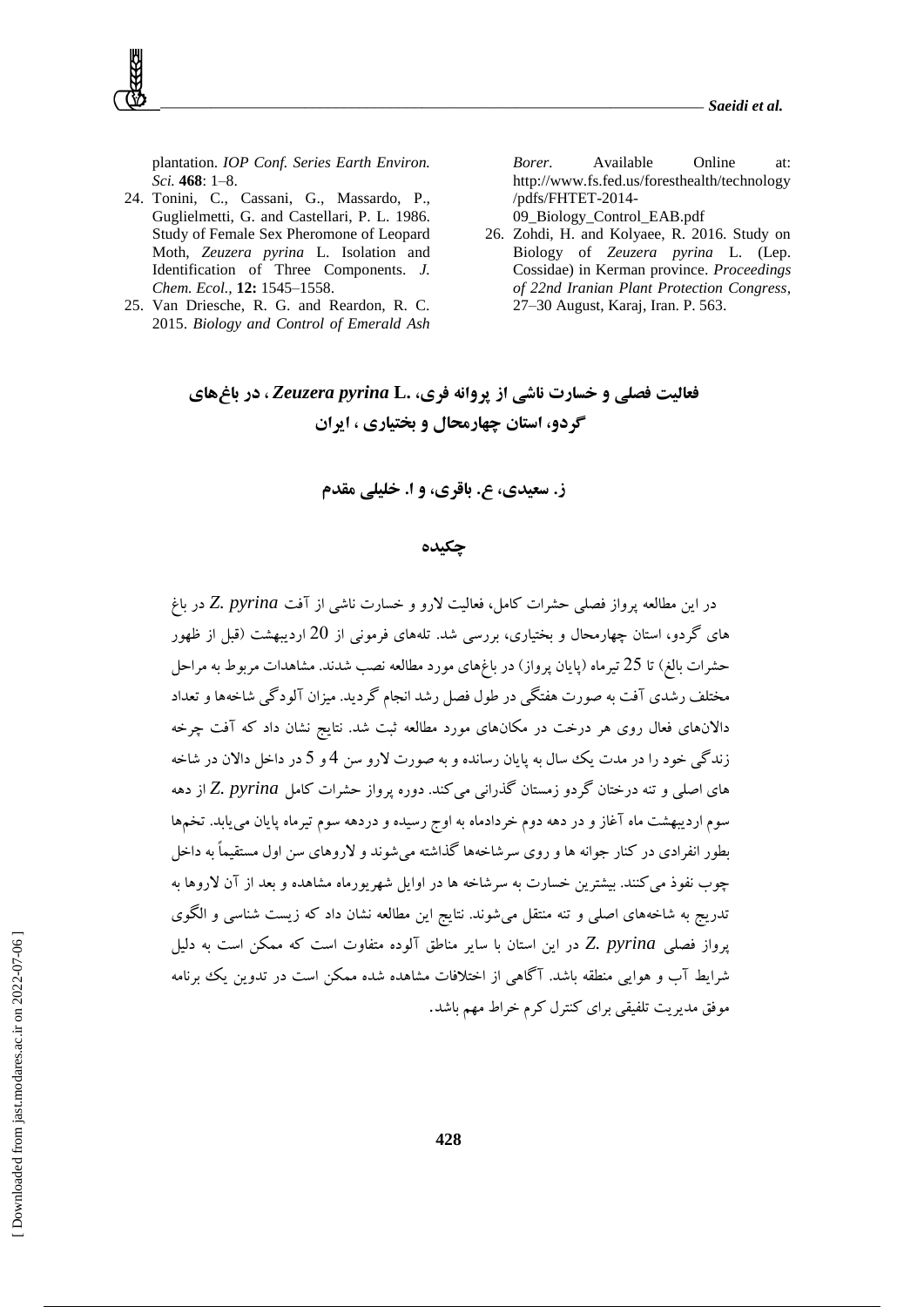plantation. *IOP Conf. Series Earth Environ. Sci.* **468**: 1–8.

24. Tonini, C., Cassani, G., Massardo, P., Guglielmetti, G. and Castellari, P. L. 1986. Study of Female Sex Pheromone of Leopard Moth, *Zeuzera pyrina* L. Isolation and Identification of Three Components. *J. Chem. Ecol.*, **12:** 1545–1558.
25. Van Driesche, R. G. and Reardon, R. C. 2015. *Biology and Control of Emerald Ash Borer.* Available Online at: http://www.fs.fed.us/foresthealth/technology/pdfs/FHTET-2014-09_Biology_Control_EAB.pdf
26. Zohdi, H. and Kolyaee, R. 2016. Study on Biology of *Zeuzera pyrina* L. (Lep. Cossidae) in Kerman province. *Proceedings of 22nd Iranian Plant Protection Congress*, 27–30 August, Karaj, Iran. P. 563.

# فعالیت فصلی و خسارت ناشی از پروانه فری، *Zeuzera pyrina* L. ، در باغ‌های گردو، استان چهارمحال و بختیاری ، ایران

**ز. سعیدی، ع. باقری، و ا. خلیلی مقدم**

## چکیده

در این مطالعه پرواز فصلی حشرات کامل، فعالیت لارو و خسارت ناشی از آفت *Z. pyrina* در باغ های گردو، استان چهارمحال و بختیاری، بررسی شد. تله‌های فرمونی از 20 اردیبهشت (قبل از ظهور حشرات بالغ) تا 25 تیرماه (پایان پرواز) در باغ‌های مورد مطالعه نصب شدند. مشاهدات مربوط به مراحل مختلف رشدی آفت به صورت هفتگی در طول فصل رشد انجام گردید. میزان آلودگی شاخه‌ها و تعداد دالان‌های فعال روی هر درخت در مکان‌های مورد مطالعه ثبت شد. نتایج نشان داد که آفت چرخه زندگی خود را در مدت یک سال به پایان رسانده و به صورت لارو سن 4 و 5 در داخل دالان در شاخه های اصلی و تنه درختان گردو زمستان گذرانی می‌کند. دوره پرواز حشرات کامل *Z. pyrina* از دهه سوم اردیبهشت ماه آغاز و در دهه دوم خردادماه به اوج رسیده و دردهه سوم تیرماه پایان می‌یابد. تخم‌ها بطور انفرادی در کنار جوانه ها و روی سرشاخه‌ها گذاشته می‌شوند و لاروهای سن اول مستقیماً به داخل چوب نفوذ می‌کنند. بیشترین خسارت به سرشاخه ها در اوایل شهریورماه مشاهده و بعد از آن لاروها به تدریج به شاخه‌های اصلی و تنه منتقل می‌شوند. نتایج این مطالعه نشان داد که زیست شناسی و الگوی پرواز فصلی *Z. pyrina* در این استان با سایر مناطق آلوده متفاوت است که ممکن است به دلیل شرایط آب و هوایی منطقه باشد. آگاهی از اختلافات مشاهده شده ممکن است در تدوین یک برنامه موفق مدیریت تلفیقی برای کنترل کرم خراط مهم باشد.